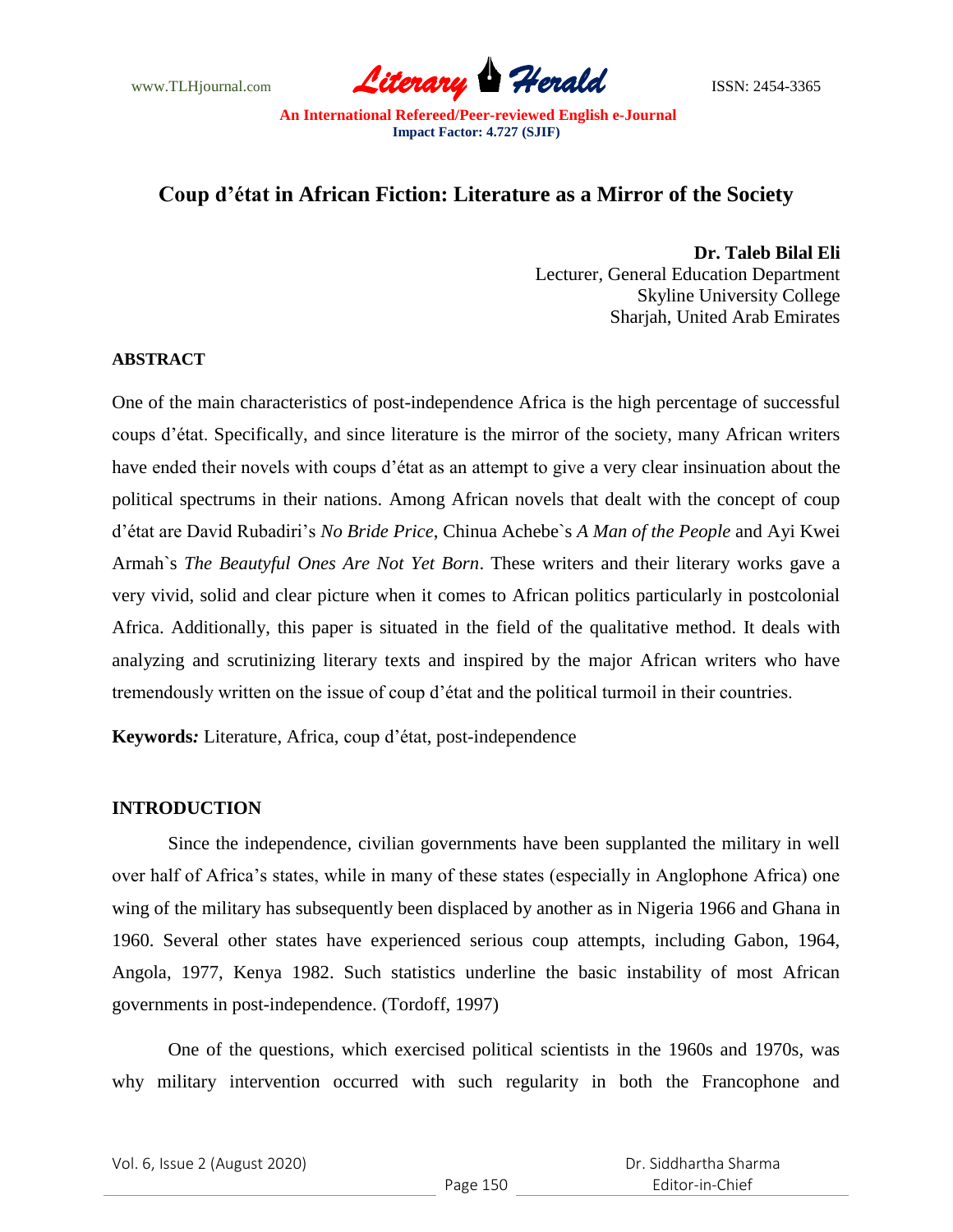# Coup d'état in African Fiction: Literature as a Mirror of the Society

**Dr. Taleb Bilal Eli**
Lecturer, General Education Department
Skyline University College
Sharjah, United Arab Emirates

## ABSTRACT

One of the main characteristics of post-independence Africa is the high percentage of successful coups d'état. Specifically, and since literature is the mirror of the society, many African writers have ended their novels with coups d'état as an attempt to give a very clear insinuation about the political spectrums in their nations. Among African novels that dealt with the concept of coup d'état are David Rubadiri's *No Bride Price*, Chinua Achebe`s *A Man of the People* and Ayi Kwei Armah`s *The Beautyful Ones Are Not Yet Born*. These writers and their literary works gave a very vivid, solid and clear picture when it comes to African politics particularly in postcolonial Africa. Additionally, this paper is situated in the field of the qualitative method. It deals with analyzing and scrutinizing literary texts and inspired by the major African writers who have tremendously written on the issue of coup d'état and the political turmoil in their countries.

**Keywords***:* Literature, Africa, coup d'état, post-independence

## INTRODUCTION

Since the independence, civilian governments have been supplanted the military in well over half of Africa's states, while in many of these states (especially in Anglophone Africa) one wing of the military has subsequently been displaced by another as in Nigeria 1966 and Ghana in 1960. Several other states have experienced serious coup attempts, including Gabon, 1964, Angola, 1977, Kenya 1982. Such statistics underline the basic instability of most African governments in post-independence. (Tordoff, 1997)

One of the questions, which exercised political scientists in the 1960s and 1970s, was why military intervention occurred with such regularity in both the Francophone and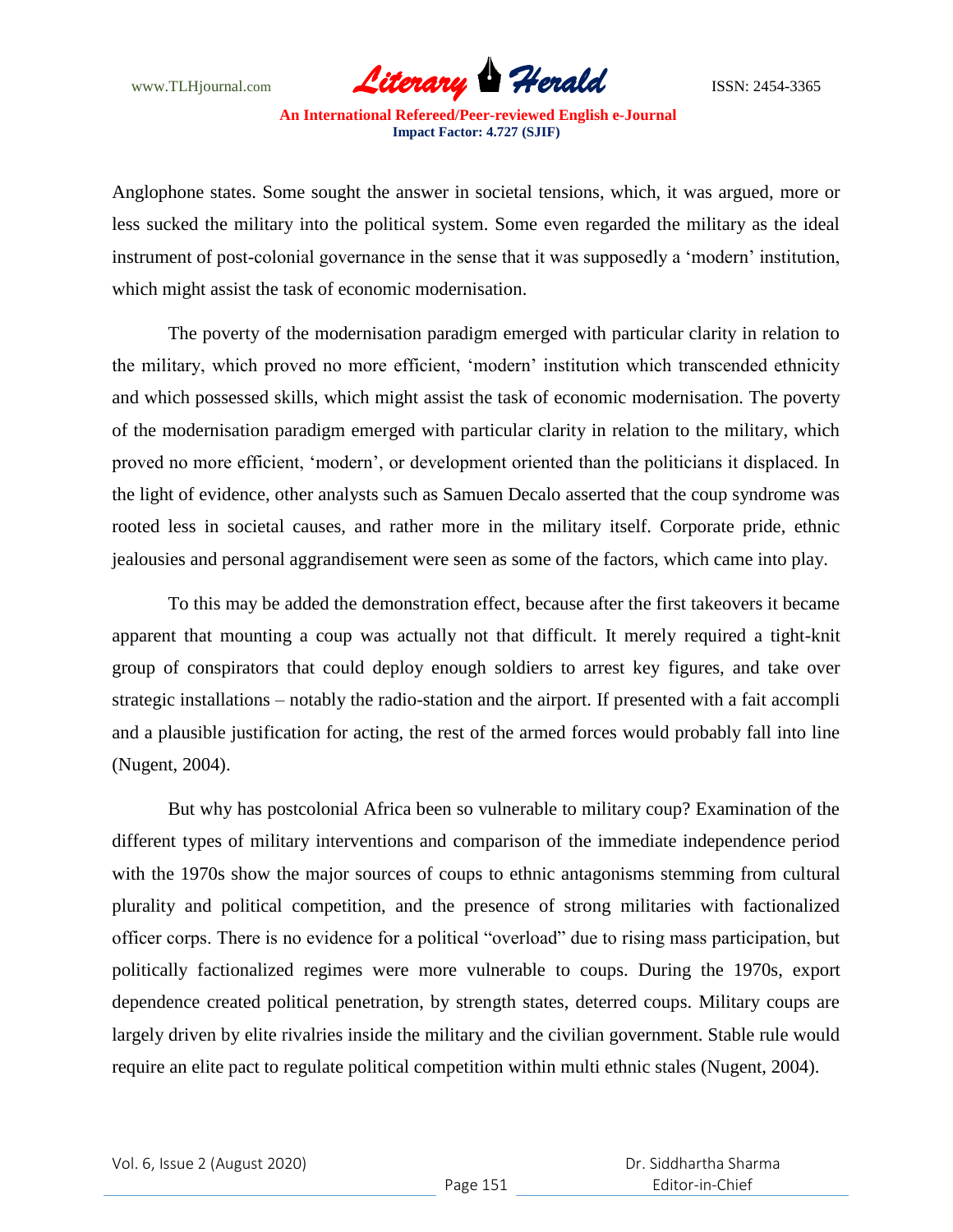Anglophone states. Some sought the answer in societal tensions, which, it was argued, more or less sucked the military into the political system. Some even regarded the military as the ideal instrument of post-colonial governance in the sense that it was supposedly a 'modern' institution, which might assist the task of economic modernisation.

The poverty of the modernisation paradigm emerged with particular clarity in relation to the military, which proved no more efficient, 'modern' institution which transcended ethnicity and which possessed skills, which might assist the task of economic modernisation. The poverty of the modernisation paradigm emerged with particular clarity in relation to the military, which proved no more efficient, 'modern', or development oriented than the politicians it displaced. In the light of evidence, other analysts such as Samuen Decalo asserted that the coup syndrome was rooted less in societal causes, and rather more in the military itself. Corporate pride, ethnic jealousies and personal aggrandisement were seen as some of the factors, which came into play.

To this may be added the demonstration effect, because after the first takeovers it became apparent that mounting a coup was actually not that difficult. It merely required a tight-knit group of conspirators that could deploy enough soldiers to arrest key figures, and take over strategic installations – notably the radio-station and the airport. If presented with a fait accompli and a plausible justification for acting, the rest of the armed forces would probably fall into line (Nugent, 2004).

But why has postcolonial Africa been so vulnerable to military coup? Examination of the different types of military interventions and comparison of the immediate independence period with the 1970s show the major sources of coups to ethnic antagonisms stemming from cultural plurality and political competition, and the presence of strong militaries with factionalized officer corps. There is no evidence for a political "overload" due to rising mass participation, but politically factionalized regimes were more vulnerable to coups. During the 1970s, export dependence created political penetration, by strength states, deterred coups. Military coups are largely driven by elite rivalries inside the military and the civilian government. Stable rule would require an elite pact to regulate political competition within multi ethnic stales (Nugent, 2004).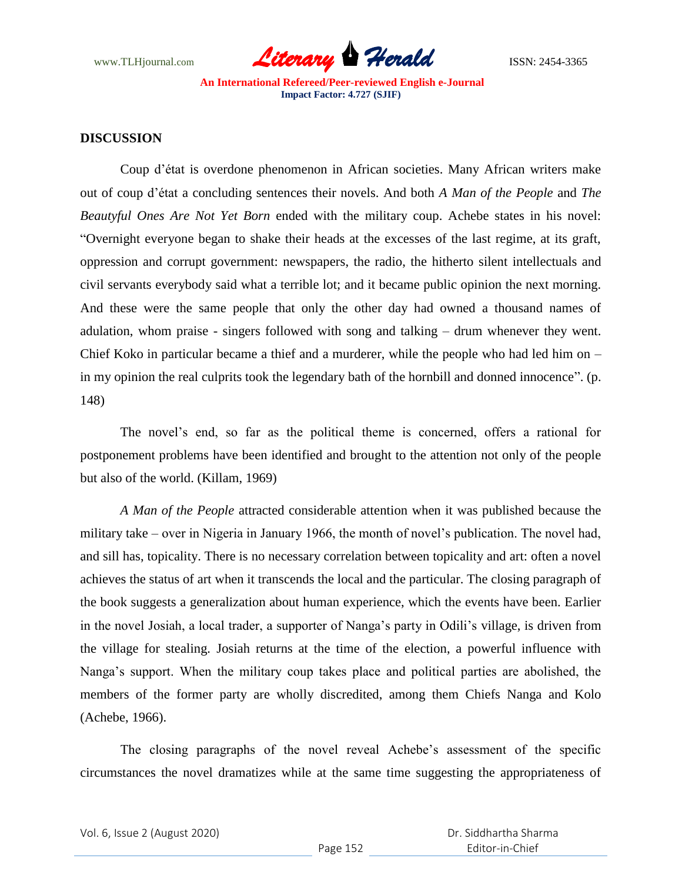## DISCUSSION

Coup d'état is overdone phenomenon in African societies. Many African writers make out of coup d'état a concluding sentences their novels. And both *A Man of the People* and *The Beautyful Ones Are Not Yet Born* ended with the military coup. Achebe states in his novel: "Overnight everyone began to shake their heads at the excesses of the last regime, at its graft, oppression and corrupt government: newspapers, the radio, the hitherto silent intellectuals and civil servants everybody said what a terrible lot; and it became public opinion the next morning. And these were the same people that only the other day had owned a thousand names of adulation, whom praise - singers followed with song and talking – drum whenever they went. Chief Koko in particular became a thief and a murderer, while the people who had led him on – in my opinion the real culprits took the legendary bath of the hornbill and donned innocence". (p. 148)

The novel's end, so far as the political theme is concerned, offers a rational for postponement problems have been identified and brought to the attention not only of the people but also of the world. (Killam, 1969)

*A Man of the People* attracted considerable attention when it was published because the military take – over in Nigeria in January 1966, the month of novel's publication. The novel had, and sill has, topicality. There is no necessary correlation between topicality and art: often a novel achieves the status of art when it transcends the local and the particular. The closing paragraph of the book suggests a generalization about human experience, which the events have been. Earlier in the novel Josiah, a local trader, a supporter of Nanga's party in Odili's village, is driven from the village for stealing. Josiah returns at the time of the election, a powerful influence with Nanga's support. When the military coup takes place and political parties are abolished, the members of the former party are wholly discredited, among them Chiefs Nanga and Kolo (Achebe, 1966).

The closing paragraphs of the novel reveal Achebe's assessment of the specific circumstances the novel dramatizes while at the same time suggesting the appropriateness of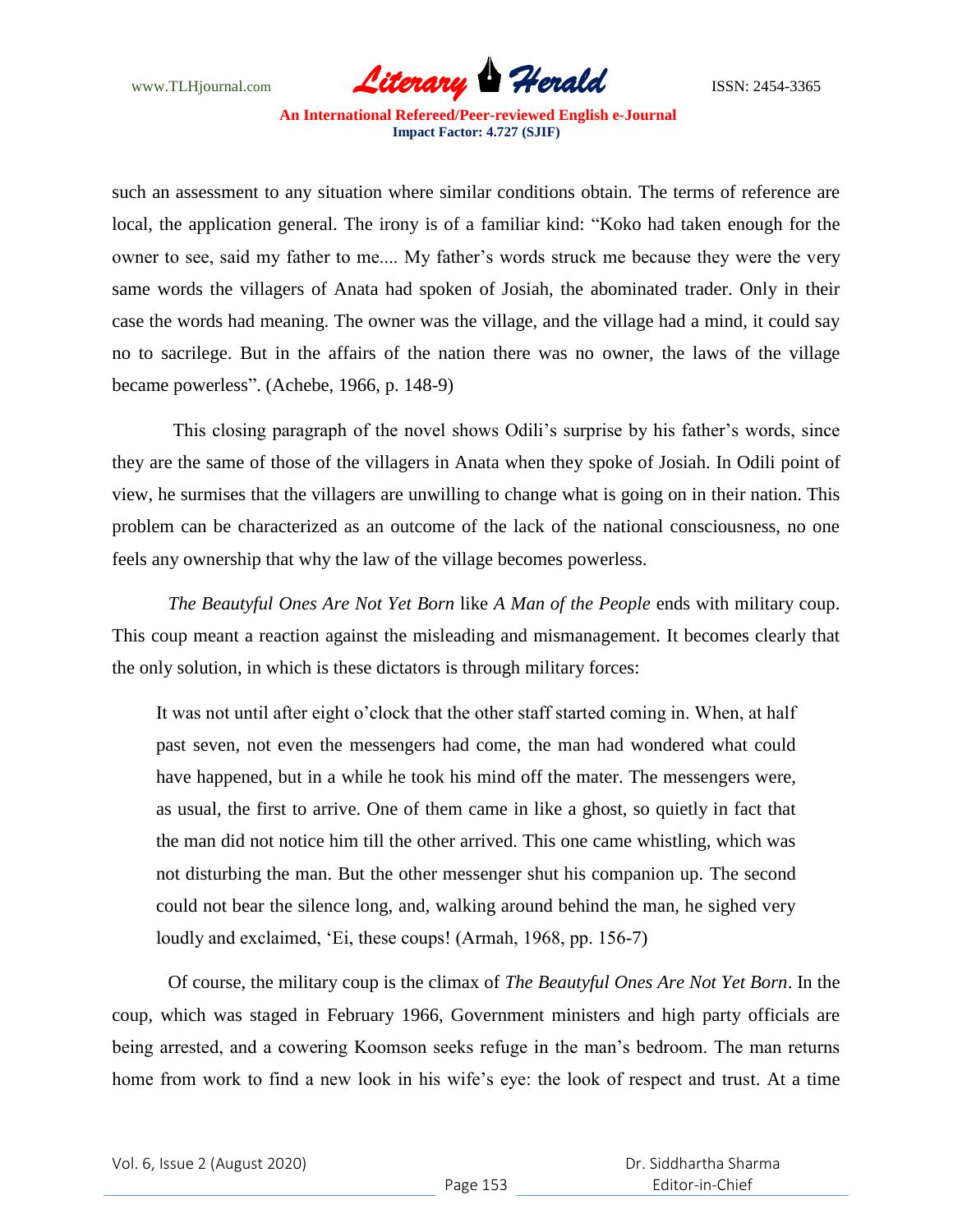such an assessment to any situation where similar conditions obtain. The terms of reference are local, the application general. The irony is of a familiar kind: "Koko had taken enough for the owner to see, said my father to me.... My father's words struck me because they were the very same words the villagers of Anata had spoken of Josiah, the abominated trader. Only in their case the words had meaning. The owner was the village, and the village had a mind, it could say no to sacrilege. But in the affairs of the nation there was no owner, the laws of the village became powerless". (Achebe, 1966, p. 148-9)

This closing paragraph of the novel shows Odili's surprise by his father's words, since they are the same of those of the villagers in Anata when they spoke of Josiah. In Odili point of view, he surmises that the villagers are unwilling to change what is going on in their nation. This problem can be characterized as an outcome of the lack of the national consciousness, no one feels any ownership that why the law of the village becomes powerless.

*The Beautyful Ones Are Not Yet Born* like *A Man of the People* ends with military coup. This coup meant a reaction against the misleading and mismanagement. It becomes clearly that the only solution, in which is these dictators is through military forces:

> It was not until after eight o'clock that the other staff started coming in. When, at half past seven, not even the messengers had come, the man had wondered what could have happened, but in a while he took his mind off the mater. The messengers were, as usual, the first to arrive. One of them came in like a ghost, so quietly in fact that the man did not notice him till the other arrived. This one came whistling, which was not disturbing the man. But the other messenger shut his companion up. The second could not bear the silence long, and, walking around behind the man, he sighed very loudly and exclaimed, 'Ei, these coups! (Armah, 1968, pp. 156-7)

Of course, the military coup is the climax of *The Beautyful Ones Are Not Yet Born*. In the coup, which was staged in February 1966, Government ministers and high party officials are being arrested, and a cowering Koomson seeks refuge in the man's bedroom. The man returns home from work to find a new look in his wife's eye: the look of respect and trust. At a time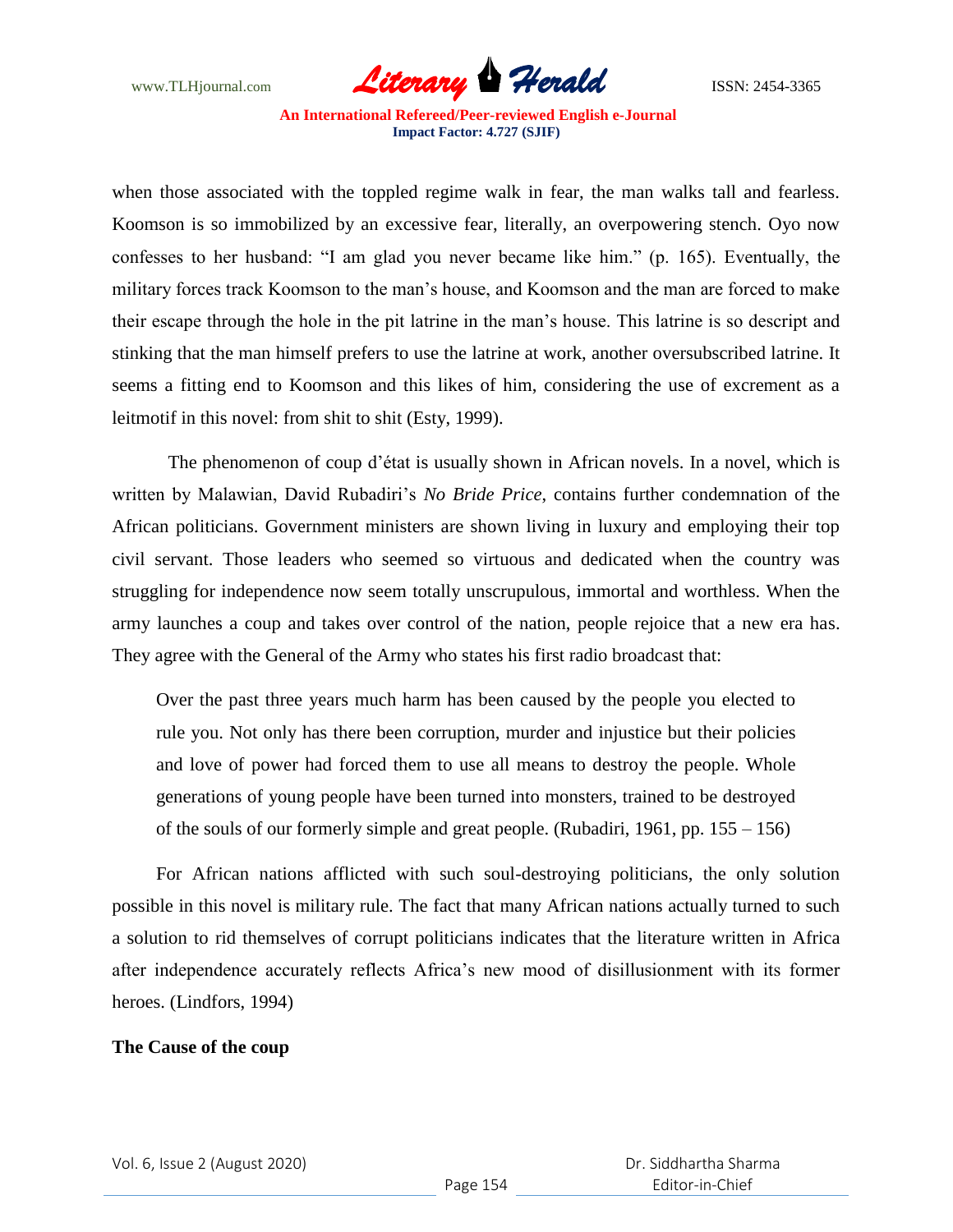when those associated with the toppled regime walk in fear, the man walks tall and fearless. Koomson is so immobilized by an excessive fear, literally, an overpowering stench. Oyo now confesses to her husband: "I am glad you never became like him." (p. 165). Eventually, the military forces track Koomson to the man's house, and Koomson and the man are forced to make their escape through the hole in the pit latrine in the man's house. This latrine is so descript and stinking that the man himself prefers to use the latrine at work, another oversubscribed latrine. It seems a fitting end to Koomson and this likes of him, considering the use of excrement as a leitmotif in this novel: from shit to shit (Esty, 1999).

The phenomenon of coup d'état is usually shown in African novels. In a novel, which is written by Malawian, David Rubadiri's *No Bride Price*, contains further condemnation of the African politicians. Government ministers are shown living in luxury and employing their top civil servant. Those leaders who seemed so virtuous and dedicated when the country was struggling for independence now seem totally unscrupulous, immortal and worthless. When the army launches a coup and takes over control of the nation, people rejoice that a new era has. They agree with the General of the Army who states his first radio broadcast that:

> Over the past three years much harm has been caused by the people you elected to rule you. Not only has there been corruption, murder and injustice but their policies and love of power had forced them to use all means to destroy the people. Whole generations of young people have been turned into monsters, trained to be destroyed of the souls of our formerly simple and great people. (Rubadiri, 1961, pp. 155 – 156)

For African nations afflicted with such soul-destroying politicians, the only solution possible in this novel is military rule. The fact that many African nations actually turned to such a solution to rid themselves of corrupt politicians indicates that the literature written in Africa after independence accurately reflects Africa's new mood of disillusionment with its former heroes. (Lindfors, 1994)

**The Cause of the coup**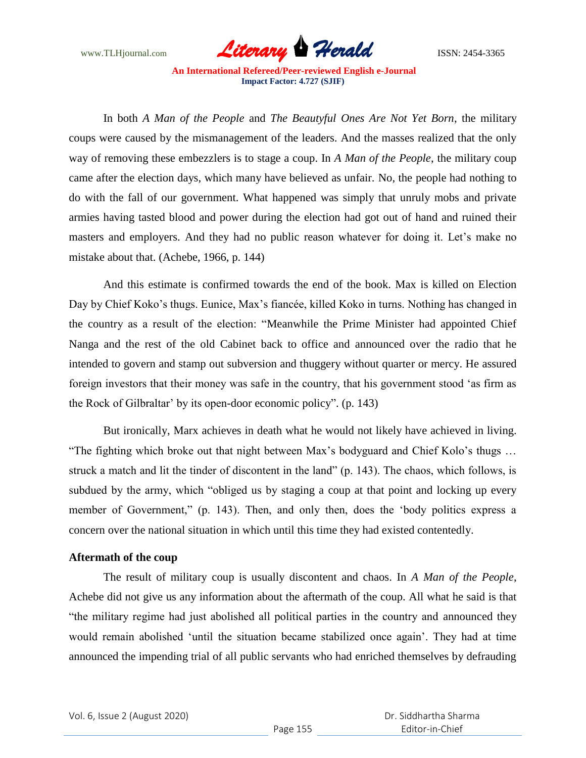In both *A Man of the People* and *The Beautyful Ones Are Not Yet Born*, the military coups were caused by the mismanagement of the leaders. And the masses realized that the only way of removing these embezzlers is to stage a coup. In *A Man of the People*, the military coup came after the election days, which many have believed as unfair. No, the people had nothing to do with the fall of our government. What happened was simply that unruly mobs and private armies having tasted blood and power during the election had got out of hand and ruined their masters and employers. And they had no public reason whatever for doing it. Let's make no mistake about that. (Achebe, 1966, p. 144)

And this estimate is confirmed towards the end of the book. Max is killed on Election Day by Chief Koko's thugs. Eunice, Max's fiancée, killed Koko in turns. Nothing has changed in the country as a result of the election: "Meanwhile the Prime Minister had appointed Chief Nanga and the rest of the old Cabinet back to office and announced over the radio that he intended to govern and stamp out subversion and thuggery without quarter or mercy. He assured foreign investors that their money was safe in the country, that his government stood 'as firm as the Rock of Gilbraltar' by its open-door economic policy". (p. 143)

But ironically, Marx achieves in death what he would not likely have achieved in living. "The fighting which broke out that night between Max's bodyguard and Chief Kolo's thugs … struck a match and lit the tinder of discontent in the land" (p. 143). The chaos, which follows, is subdued by the army, which "obliged us by staging a coup at that point and locking up every member of Government," (p. 143). Then, and only then, does the 'body politics express a concern over the national situation in which until this time they had existed contentedly.

**Aftermath of the coup**

The result of military coup is usually discontent and chaos. In *A Man of the People*, Achebe did not give us any information about the aftermath of the coup. All what he said is that "the military regime had just abolished all political parties in the country and announced they would remain abolished 'until the situation became stabilized once again'. They had at time announced the impending trial of all public servants who had enriched themselves by defrauding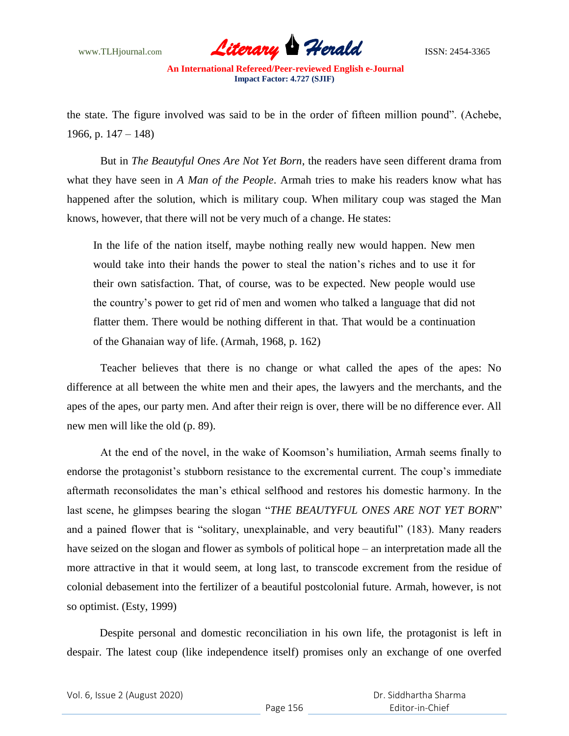the state. The figure involved was said to be in the order of fifteen million pound". (Achebe, 1966, p. 147 – 148)

But in *The Beautyful Ones Are Not Yet Born*, the readers have seen different drama from what they have seen in *A Man of the People*. Armah tries to make his readers know what has happened after the solution, which is military coup. When military coup was staged the Man knows, however, that there will not be very much of a change. He states:

> In the life of the nation itself, maybe nothing really new would happen. New men would take into their hands the power to steal the nation's riches and to use it for their own satisfaction. That, of course, was to be expected. New people would use the country's power to get rid of men and women who talked a language that did not flatter them. There would be nothing different in that. That would be a continuation of the Ghanaian way of life. (Armah, 1968, p. 162)

Teacher believes that there is no change or what called the apes of the apes: No difference at all between the white men and their apes, the lawyers and the merchants, and the apes of the apes, our party men. And after their reign is over, there will be no difference ever. All new men will like the old (p. 89).

At the end of the novel, in the wake of Koomson's humiliation, Armah seems finally to endorse the protagonist's stubborn resistance to the excremental current. The coup's immediate aftermath reconsolidates the man's ethical selfhood and restores his domestic harmony. In the last scene, he glimpses bearing the slogan "*THE BEAUTYFUL ONES ARE NOT YET BORN*" and a pained flower that is "solitary, unexplainable, and very beautiful" (183). Many readers have seized on the slogan and flower as symbols of political hope – an interpretation made all the more attractive in that it would seem, at long last, to transcode excrement from the residue of colonial debasement into the fertilizer of a beautiful postcolonial future. Armah, however, is not so optimist. (Esty, 1999)

Despite personal and domestic reconciliation in his own life, the protagonist is left in despair. The latest coup (like independence itself) promises only an exchange of one overfed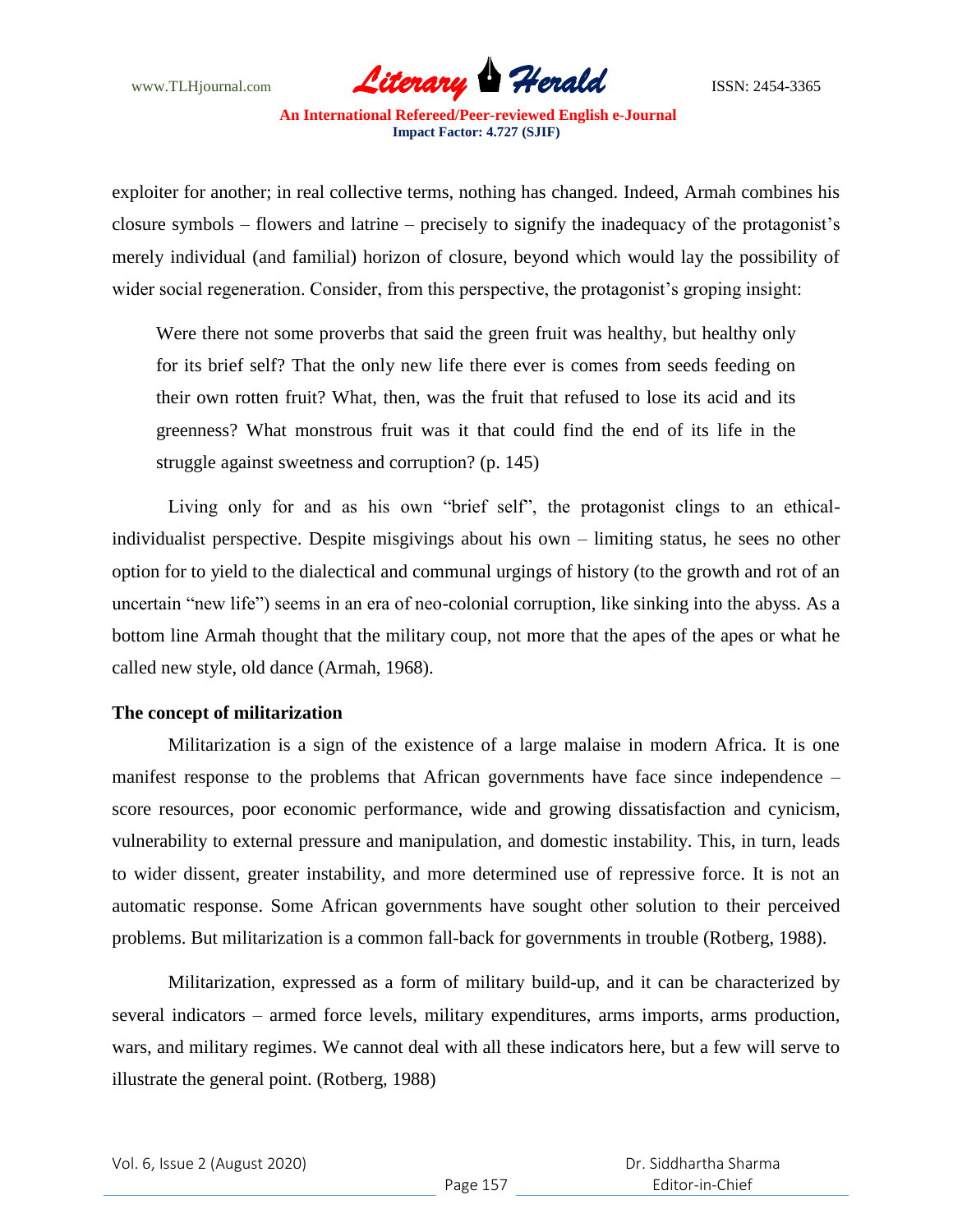exploiter for another; in real collective terms, nothing has changed. Indeed, Armah combines his closure symbols – flowers and latrine – precisely to signify the inadequacy of the protagonist's merely individual (and familial) horizon of closure, beyond which would lay the possibility of wider social regeneration. Consider, from this perspective, the protagonist's groping insight:

> Were there not some proverbs that said the green fruit was healthy, but healthy only for its brief self? That the only new life there ever is comes from seeds feeding on their own rotten fruit? What, then, was the fruit that refused to lose its acid and its greenness? What monstrous fruit was it that could find the end of its life in the struggle against sweetness and corruption? (p. 145)

Living only for and as his own "brief self", the protagonist clings to an ethical-individualist perspective. Despite misgivings about his own – limiting status, he sees no other option for to yield to the dialectical and communal urgings of history (to the growth and rot of an uncertain "new life") seems in an era of neo-colonial corruption, like sinking into the abyss. As a bottom line Armah thought that the military coup, not more that the apes of the apes or what he called new style, old dance (Armah, 1968).

### The concept of militarization

Militarization is a sign of the existence of a large malaise in modern Africa. It is one manifest response to the problems that African governments have face since independence – score resources, poor economic performance, wide and growing dissatisfaction and cynicism, vulnerability to external pressure and manipulation, and domestic instability. This, in turn, leads to wider dissent, greater instability, and more determined use of repressive force. It is not an automatic response. Some African governments have sought other solution to their perceived problems. But militarization is a common fall-back for governments in trouble (Rotberg, 1988).

Militarization, expressed as a form of military build-up, and it can be characterized by several indicators – armed force levels, military expenditures, arms imports, arms production, wars, and military regimes. We cannot deal with all these indicators here, but a few will serve to illustrate the general point. (Rotberg, 1988)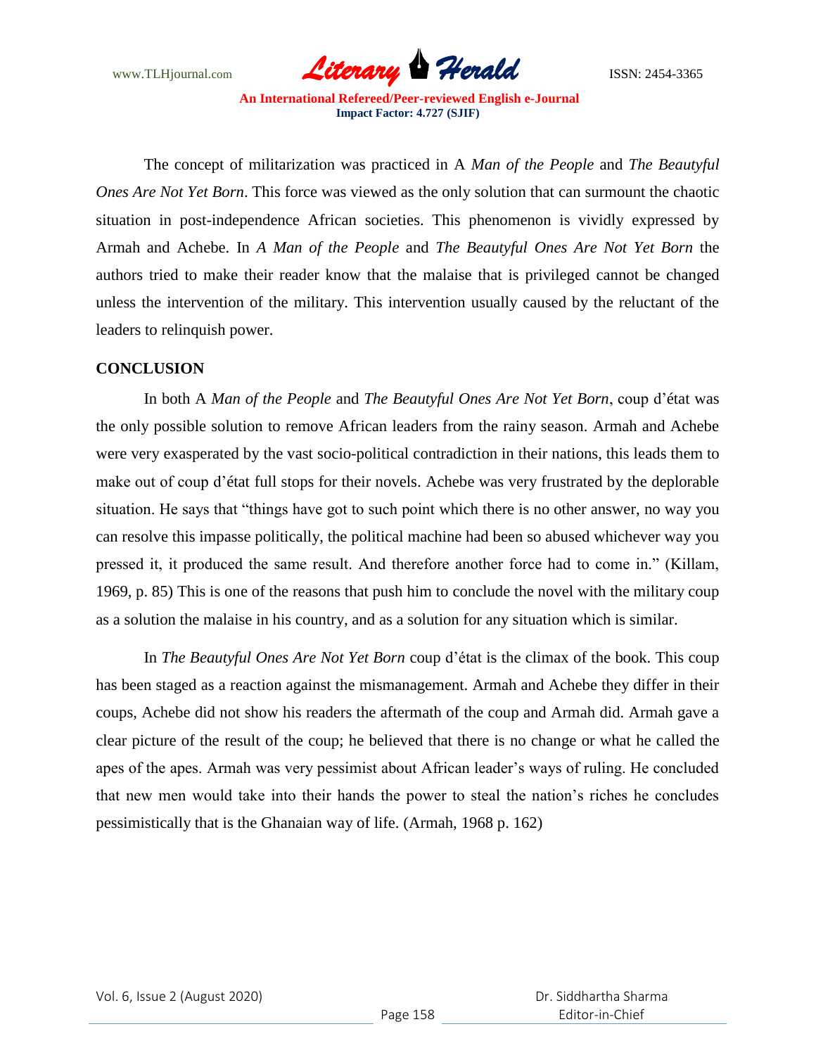The concept of militarization was practiced in A *Man of the People* and *The Beautyful Ones Are Not Yet Born*. This force was viewed as the only solution that can surmount the chaotic situation in post-independence African societies. This phenomenon is vividly expressed by Armah and Achebe. In *A Man of the People* and *The Beautyful Ones Are Not Yet Born* the authors tried to make their reader know that the malaise that is privileged cannot be changed unless the intervention of the military. This intervention usually caused by the reluctant of the leaders to relinquish power.

## CONCLUSION

In both A *Man of the People* and *The Beautyful Ones Are Not Yet Born*, coup d'état was the only possible solution to remove African leaders from the rainy season. Armah and Achebe were very exasperated by the vast socio-political contradiction in their nations, this leads them to make out of coup d'état full stops for their novels. Achebe was very frustrated by the deplorable situation. He says that "things have got to such point which there is no other answer, no way you can resolve this impasse politically, the political machine had been so abused whichever way you pressed it, it produced the same result. And therefore another force had to come in." (Killam, 1969, p. 85) This is one of the reasons that push him to conclude the novel with the military coup as a solution the malaise in his country, and as a solution for any situation which is similar.

In *The Beautyful Ones Are Not Yet Born* coup d'état is the climax of the book. This coup has been staged as a reaction against the mismanagement. Armah and Achebe they differ in their coups, Achebe did not show his readers the aftermath of the coup and Armah did. Armah gave a clear picture of the result of the coup; he believed that there is no change or what he called the apes of the apes. Armah was very pessimist about African leader's ways of ruling. He concluded that new men would take into their hands the power to steal the nation's riches he concludes pessimistically that is the Ghanaian way of life. (Armah, 1968 p. 162)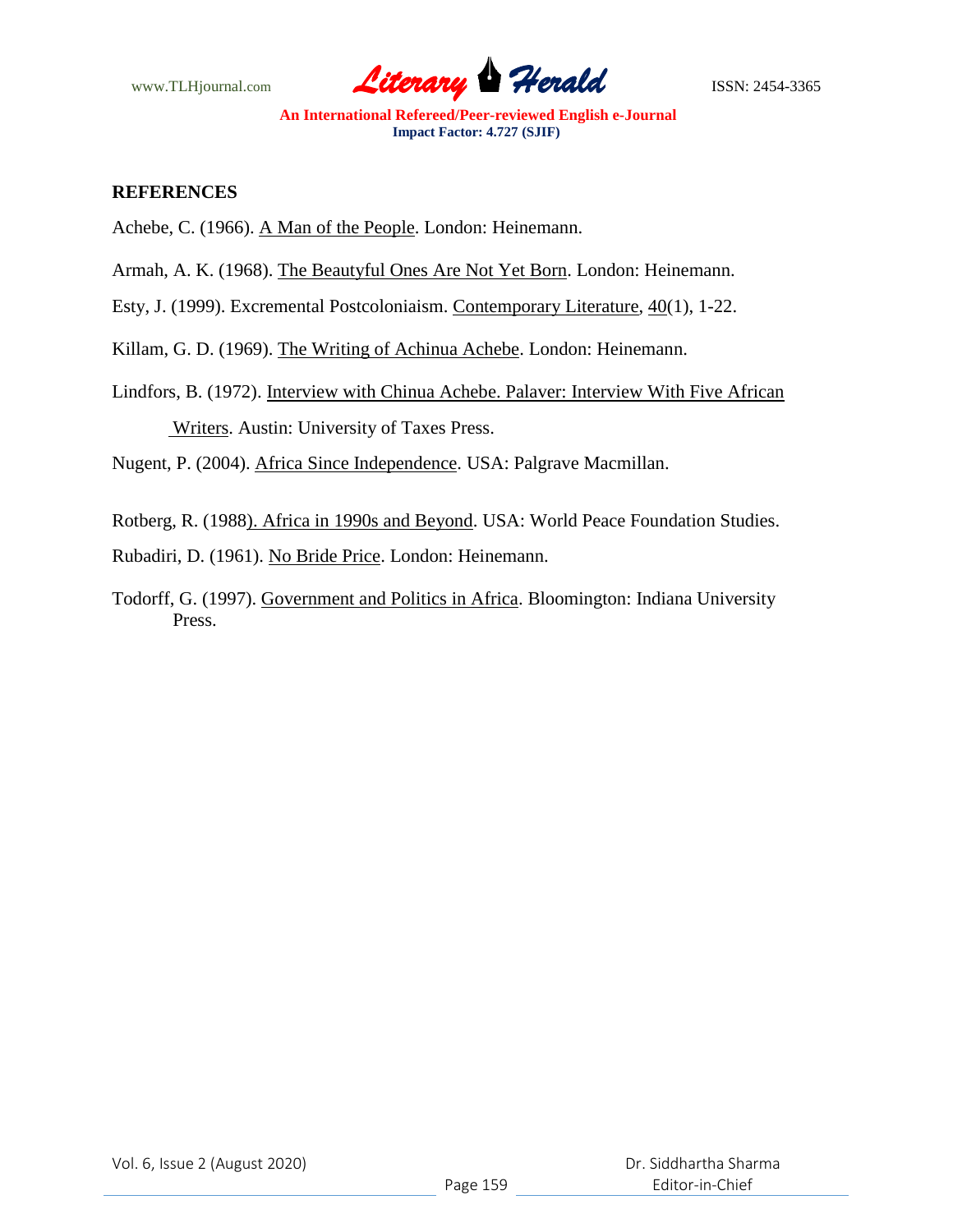## REFERENCES

Achebe, C. (1966). A Man of the People. London: Heinemann.

Armah, A. K. (1968). The Beautyful Ones Are Not Yet Born. London: Heinemann.

Esty, J. (1999). Excremental Postcoloniaism. Contemporary Literature, 40(1), 1-22.

Killam, G. D. (1969). The Writing of Achinua Achebe. London: Heinemann.

Lindfors, B. (1972). Interview with Chinua Achebe. Palaver: Interview With Five African Writers. Austin: University of Taxes Press.

Nugent, P. (2004). Africa Since Independence. USA: Palgrave Macmillan.

Rotberg, R. (1988). Africa in 1990s and Beyond. USA: World Peace Foundation Studies.

Rubadiri, D. (1961). No Bride Price. London: Heinemann.

Todorff, G. (1997). Government and Politics in Africa. Bloomington: Indiana University Press.